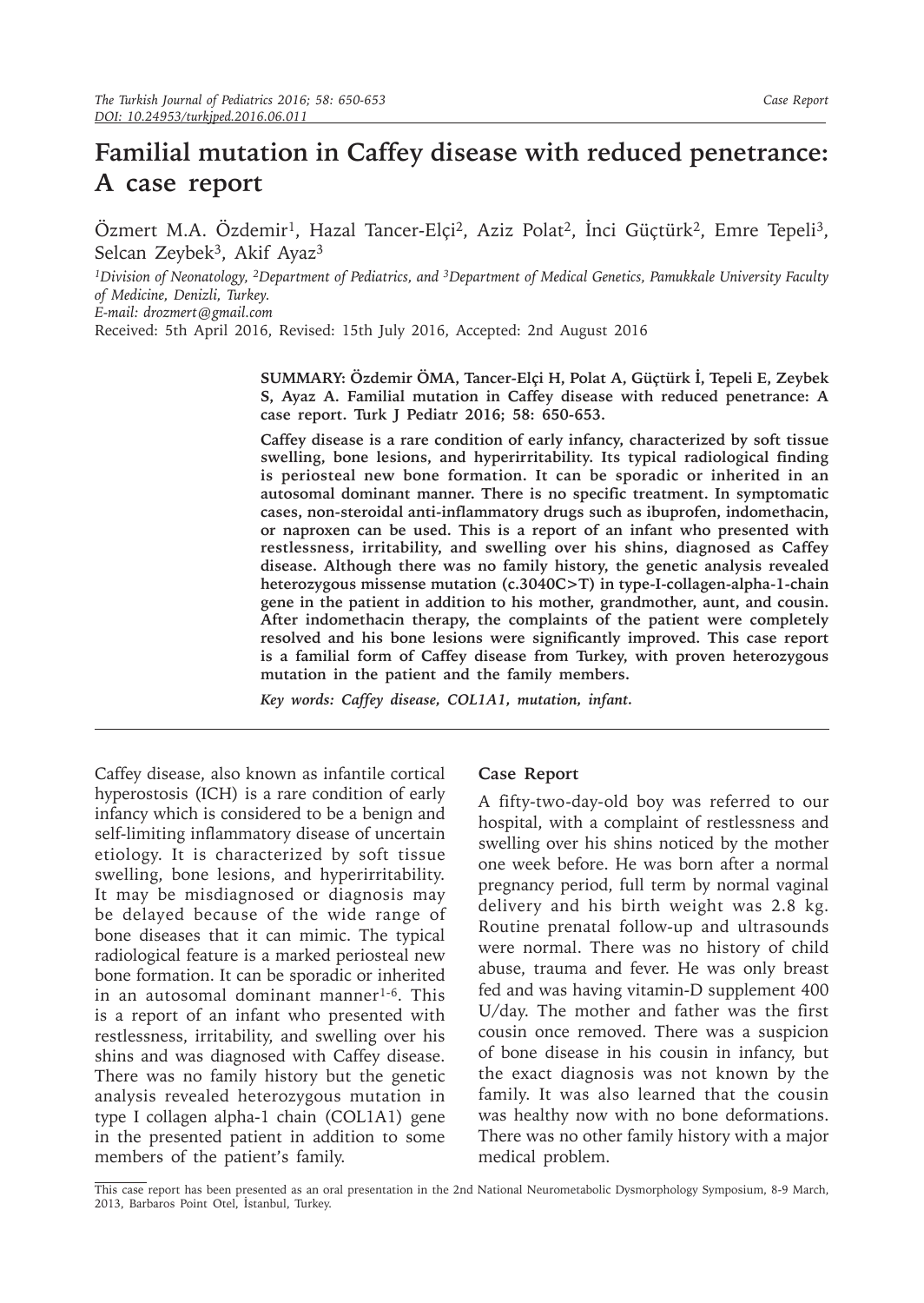# Familial mutation in Caffey disease with reduced penetrance: A case report

Özmert M.A. Özdemir[1], Hazal Tancer-Elçi[2], Aziz Polat[2], İnci Güçtürk[2], Emre Tepeli[3], Selcan Zeybek[3], Akif Ayaz[3]

[1]*Division of Neonatology,* [2]*Department of Pediatrics, and* [3]*Department of Medical Genetics, Pamukkale University Faculty of Medicine, Denizli, Turkey.*
*E-mail: drozmert@gmail.com*
Received: 5th April 2016, Revised: 15th July 2016, Accepted: 2nd August 2016

**SUMMARY: Özdemir ÖMA, Tancer-Elçi H, Polat A, Güçtürk İ, Tepeli E, Zeybek S, Ayaz A. Familial mutation in Caffey disease with reduced penetrance: A case report. Turk J Pediatr 2016; 58: 650-653.**

**Caffey disease is a rare condition of early infancy, characterized by soft tissue swelling, bone lesions, and hyperirritability. Its typical radiological finding is periosteal new bone formation. It can be sporadic or inherited in an autosomal dominant manner. There is no specific treatment. In symptomatic cases, non-steroidal anti-inflammatory drugs such as ibuprofen, indomethacin, or naproxen can be used. This is a report of an infant who presented with restlessness, irritability, and swelling over his shins, diagnosed as Caffey disease. Although there was no family history, the genetic analysis revealed heterozygous missense mutation (c.3040C>T) in type-I-collagen-alpha-1-chain gene in the patient in addition to his mother, grandmother, aunt, and cousin. After indomethacin therapy, the complaints of the patient were completely resolved and his bone lesions were significantly improved. This case report is a familial form of Caffey disease from Turkey, with proven heterozygous mutation in the patient and the family members.**

***Key words: Caffey disease, COL1A1, mutation, infant.***

Caffey disease, also known as infantile cortical hyperostosis (ICH) is a rare condition of early infancy which is considered to be a benign and self-limiting inflammatory disease of uncertain etiology. It is characterized by soft tissue swelling, bone lesions, and hyperirritability. It may be misdiagnosed or diagnosis may be delayed because of the wide range of bone diseases that it can mimic. The typical radiological feature is a marked periosteal new bone formation. It can be sporadic or inherited in an autosomal dominant manner[1-6]. This is a report of an infant who presented with restlessness, irritability, and swelling over his shins and was diagnosed with Caffey disease. There was no family history but the genetic analysis revealed heterozygous mutation in type I collagen alpha-1 chain (COL1A1) gene in the presented patient in addition to some members of the patient's family.

## Case Report

A fifty-two-day-old boy was referred to our hospital, with a complaint of restlessness and swelling over his shins noticed by the mother one week before. He was born after a normal pregnancy period, full term by normal vaginal delivery and his birth weight was 2.8 kg. Routine prenatal follow-up and ultrasounds were normal. There was no history of child abuse, trauma and fever. He was only breast fed and was having vitamin-D supplement 400 U/day. The mother and father was the first cousin once removed. There was a suspicion of bone disease in his cousin in infancy, but the exact diagnosis was not known by the family. It was also learned that the cousin was healthy now with no bone deformations. There was no other family history with a major medical problem.

This case report has been presented as an oral presentation in the 2nd National Neurometabolic Dysmorphology Symposium, 8-9 March, 2013, Barbaros Point Otel, İstanbul, Turkey.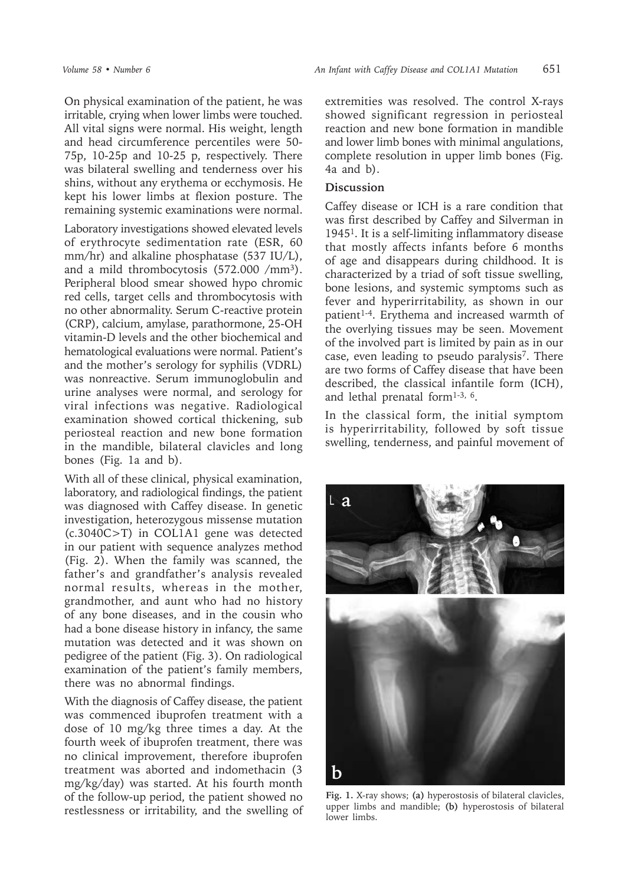On physical examination of the patient, he was irritable, crying when lower limbs were touched. All vital signs were normal. His weight, length and head circumference percentiles were 50-75p, 10-25p and 10-25 p, respectively. There was bilateral swelling and tenderness over his shins, without any erythema or ecchymosis. He kept his lower limbs at flexion posture. The remaining systemic examinations were normal.

Laboratory investigations showed elevated levels of erythrocyte sedimentation rate (ESR, 60 mm/hr) and alkaline phosphatase (537 IU/L), and a mild thrombocytosis (572.000 /mm$^3$). Peripheral blood smear showed hypo chromic red cells, target cells and thrombocytosis with no other abnormality. Serum C-reactive protein (CRP), calcium, amylase, parathormone, 25-OH vitamin-D levels and the other biochemical and hematological evaluations were normal. Patient's and the mother's serology for syphilis (VDRL) was nonreactive. Serum immunoglobulin and urine analyses were normal, and serology for viral infections was negative. Radiological examination showed cortical thickening, sub periosteal reaction and new bone formation in the mandible, bilateral clavicles and long bones (Fig. 1a and b).

With all of these clinical, physical examination, laboratory, and radiological findings, the patient was diagnosed with Caffey disease. In genetic investigation, heterozygous missense mutation (c.3040C>T) in COL1A1 gene was detected in our patient with sequence analyzes method (Fig. 2). When the family was scanned, the father's and grandfather's analysis revealed normal results, whereas in the mother, grandmother, and aunt who had no history of any bone diseases, and in the cousin who had a bone disease history in infancy, the same mutation was detected and it was shown on pedigree of the patient (Fig. 3). On radiological examination of the patient's family members, there was no abnormal findings.

With the diagnosis of Caffey disease, the patient was commenced ibuprofen treatment with a dose of 10 mg/kg three times a day. At the fourth week of ibuprofen treatment, there was no clinical improvement, therefore ibuprofen treatment was aborted and indomethacin (3 mg/kg/day) was started. At his fourth month of the follow-up period, the patient showed no restlessness or irritability, and the swelling of extremities was resolved. The control X-rays showed significant regression in periosteal reaction and new bone formation in mandible and lower limb bones with minimal angulations, complete resolution in upper limb bones (Fig. 4a and b).

## Discussion

Caffey disease or ICH is a rare condition that was first described by Caffey and Silverman in 1945[1]. It is a self-limiting inflammatory disease that mostly affects infants before 6 months of age and disappears during childhood. It is characterized by a triad of soft tissue swelling, bone lesions, and systemic symptoms such as fever and hyperirritability, as shown in our patient[1-4]. Erythema and increased warmth of the overlying tissues may be seen. Movement of the involved part is limited by pain as in our case, even leading to pseudo paralysis[7]. There are two forms of Caffey disease that have been described, the classical infantile form (ICH), and lethal prenatal form[1-3, 6].

In the classical form, the initial symptom is hyperirritability, followed by soft tissue swelling, tenderness, and painful movement of

**Fig. 1.** X-ray shows; **(a)** hyperostosis of bilateral clavicles, upper limbs and mandible; **(b)** hyperostosis of bilateral lower limbs.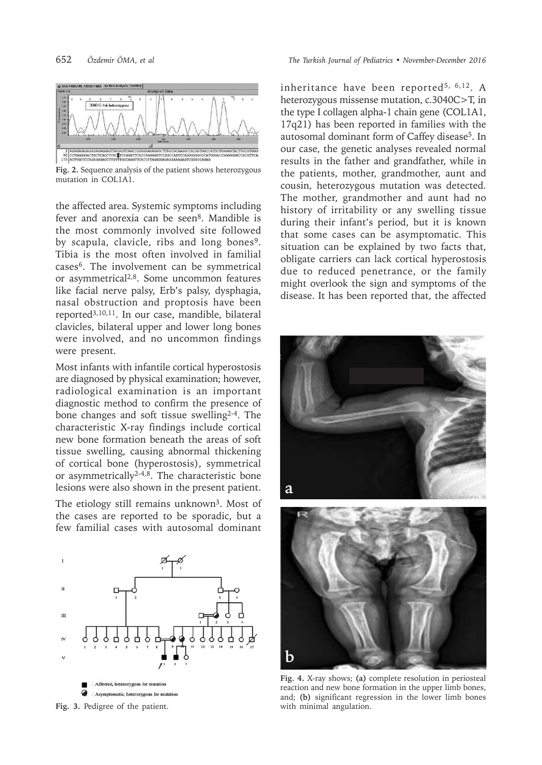Fig. 2. Sequence analysis of the patient shows heterozygous mutation in COL1A1.

the affected area. Systemic symptoms including fever and anorexia can be seen[8]. Mandible is the most commonly involved site followed by scapula, clavicle, ribs and long bones[9]. Tibia is the most often involved in familial cases[6]. The involvement can be symmetrical or asymmetrical[2,8]. Some uncommon features like facial nerve palsy, Erb's palsy, dysphagia, nasal obstruction and proptosis have been reported[3,10,11]. In our case, mandible, bilateral clavicles, bilateral upper and lower long bones were involved, and no uncommon findings were present.

Most infants with infantile cortical hyperostosis are diagnosed by physical examination; however, radiological examination is an important diagnostic method to confirm the presence of bone changes and soft tissue swelling[2-4]. The characteristic X-ray findings include cortical new bone formation beneath the areas of soft tissue swelling, causing abnormal thickening of cortical bone (hyperostosis), symmetrical or asymmetrically[2-4,8]. The characteristic bone lesions were also shown in the present patient.

The etiology still remains unknown[3]. Most of the cases are reported to be sporadic, but a few familial cases with autosomal dominant inheritance have been reported[5, 6,12]. A heterozygous missense mutation, c.3040C>T, in the type I collagen alpha-1 chain gene (COL1A1, 17q21) has been reported in families with the autosomal dominant form of Caffey disease[5]. In our case, the genetic analyses revealed normal results in the father and grandfather, while in the patients, mother, grandmother, aunt and cousin, heterozygous mutation was detected. The mother, grandmother and aunt had no history of irritability or any swelling tissue during their infant's period, but it is known that some cases can be asymptomatic. This situation can be explained by two facts that, obligate carriers can lack cortical hyperostosis due to reduced penetrance, or the family might overlook the sign and symptoms of the disease. It has been reported that, the affected

■ : Affected, heterozygous for mutation

◐ : Asymptomatic, heterozygous for mutation

Fig. 3. Pedigree of the patient.

Fig. 4. X-ray shows; **(a)** complete resolution in periosteal reaction and new bone formation in the upper limb bones, and; **(b)** significant regression in the lower limb bones with minimal angulation.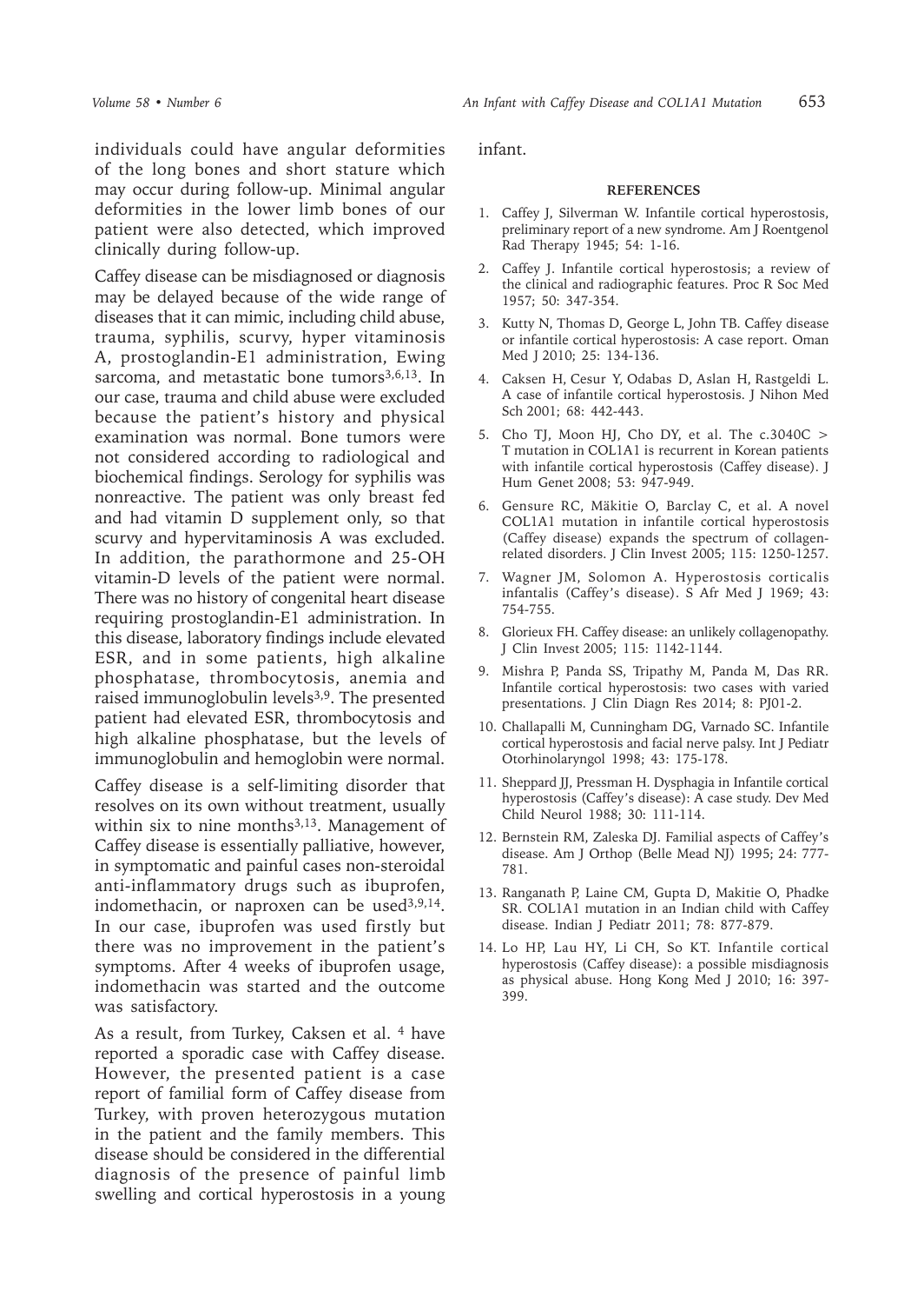individuals could have angular deformities of the long bones and short stature which may occur during follow-up. Minimal angular deformities in the lower limb bones of our patient were also detected, which improved clinically during follow-up.

Caffey disease can be misdiagnosed or diagnosis may be delayed because of the wide range of diseases that it can mimic, including child abuse, trauma, syphilis, scurvy, hyper vitaminosis A, prostoglandin-E1 administration, Ewing sarcoma, and metastatic bone tumors[3,6,13]. In our case, trauma and child abuse were excluded because the patient's history and physical examination was normal. Bone tumors were not considered according to radiological and biochemical findings. Serology for syphilis was nonreactive. The patient was only breast fed and had vitamin D supplement only, so that scurvy and hypervitaminosis A was excluded. In addition, the parathormone and 25-OH vitamin-D levels of the patient were normal. There was no history of congenital heart disease requiring prostoglandin-E1 administration. In this disease, laboratory findings include elevated ESR, and in some patients, high alkaline phosphatase, thrombocytosis, anemia and raised immunoglobulin levels[3,9]. The presented patient had elevated ESR, thrombocytosis and high alkaline phosphatase, but the levels of immunoglobulin and hemoglobin were normal.

Caffey disease is a self-limiting disorder that resolves on its own without treatment, usually within six to nine months[3,13]. Management of Caffey disease is essentially palliative, however, in symptomatic and painful cases non-steroidal anti-inflammatory drugs such as ibuprofen, indomethacin, or naproxen can be used[3,9,14]. In our case, ibuprofen was used firstly but there was no improvement in the patient's symptoms. After 4 weeks of ibuprofen usage, indomethacin was started and the outcome was satisfactory.

As a result, from Turkey, Caksen et al. [4] have reported a sporadic case with Caffey disease. However, the presented patient is a case report of familial form of Caffey disease from Turkey, with proven heterozygous mutation in the patient and the family members. This disease should be considered in the differential diagnosis of the presence of painful limb swelling and cortical hyperostosis in a young infant.

## REFERENCES

1. Caffey J, Silverman W. Infantile cortical hyperostosis, preliminary report of a new syndrome. Am J Roentgenol Rad Therapy 1945; 54: 1-16.
2. Caffey J. Infantile cortical hyperostosis; a review of the clinical and radiographic features. Proc R Soc Med 1957; 50: 347-354.
3. Kutty N, Thomas D, George L, John TB. Caffey disease or infantile cortical hyperostosis: A case report. Oman Med J 2010; 25: 134-136.
4. Caksen H, Cesur Y, Odabas D, Aslan H, Rastgeldi L. A case of infantile cortical hyperostosis. J Nihon Med Sch 2001; 68: 442-443.
5. Cho TJ, Moon HJ, Cho DY, et al. The c.3040C > T mutation in COL1A1 is recurrent in Korean patients with infantile cortical hyperostosis (Caffey disease). J Hum Genet 2008; 53: 947-949.
6. Gensure RC, Mäkitie O, Barclay C, et al. A novel COL1A1 mutation in infantile cortical hyperostosis (Caffey disease) expands the spectrum of collagen-related disorders. J Clin Invest 2005; 115: 1250-1257.
7. Wagner JM, Solomon A. Hyperostosis corticalis infantalis (Caffey's disease). S Afr Med J 1969; 43: 754-755.
8. Glorieux FH. Caffey disease: an unlikely collagenopathy. J Clin Invest 2005; 115: 1142-1144.
9. Mishra P, Panda SS, Tripathy M, Panda M, Das RR. Infantile cortical hyperostosis: two cases with varied presentations. J Clin Diagn Res 2014; 8: PJ01-2.
10. Challapalli M, Cunningham DG, Varnado SC. Infantile cortical hyperostosis and facial nerve palsy. Int J Pediatr Otorhinolaryngol 1998; 43: 175-178.
11. Sheppard JJ, Pressman H. Dysphagia in Infantile cortical hyperostosis (Caffey's disease): A case study. Dev Med Child Neurol 1988; 30: 111-114.
12. Bernstein RM, Zaleska DJ. Familial aspects of Caffey's disease. Am J Orthop (Belle Mead NJ) 1995; 24: 777-781.
13. Ranganath P, Laine CM, Gupta D, Makitie O, Phadke SR. COL1A1 mutation in an Indian child with Caffey disease. Indian J Pediatr 2011; 78: 877-879.
14. Lo HP, Lau HY, Li CH, So KT. Infantile cortical hyperostosis (Caffey disease): a possible misdiagnosis as physical abuse. Hong Kong Med J 2010; 16: 397-399.